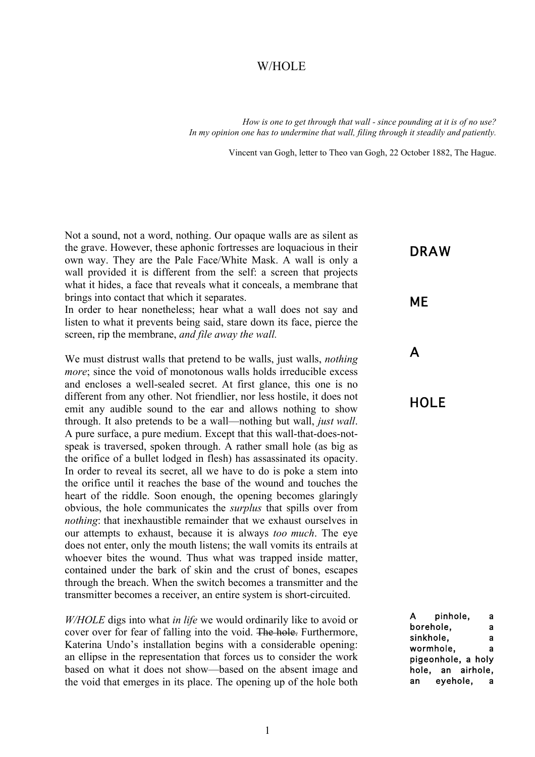# W/HOLE

*How is one to get through that wall - since pounding at it is of no use?*
*In my opinion one has to undermine that wall, filing through it steadily and patiently.*

Vincent van Gogh, letter to Theo van Gogh, 22 October 1882, The Hague.

**DRAW**

**ME**

**A**

**HOLE**

Not a sound, not a word, nothing. Our opaque walls are as silent as the grave. However, these aphonic fortresses are loquacious in their own way. They are the Pale Face/White Mask. A wall is only a wall provided it is different from the self: a screen that projects what it hides, a face that reveals what it conceals, a membrane that brings into contact that which it separates.
In order to hear nonetheless; hear what a wall does not say and listen to what it prevents being said, stare down its face, pierce the screen, rip the membrane, *and file away the wall.*

We must distrust walls that pretend to be walls, just walls, *nothing more*; since the void of monotonous walls holds irreducible excess and encloses a well-sealed secret. At first glance, this one is no different from any other. Not friendlier, nor less hostile, it does not emit any audible sound to the ear and allows nothing to show through. It also pretends to be a wall—nothing but wall, *just wall*. A pure surface, a pure medium. Except that this wall-that-does-not-speak is traversed, spoken through. A rather small hole (as big as the orifice of a bullet lodged in flesh) has assassinated its opacity. In order to reveal its secret, all we have to do is poke a stem into the orifice until it reaches the base of the wound and touches the heart of the riddle. Soon enough, the opening becomes glaringly obvious, the hole communicates the *surplus* that spills over from *nothing*: that inexhaustible remainder that we exhaust ourselves in our attempts to exhaust, because it is always *too much*. The eye does not enter, only the mouth listens; the wall vomits its entrails at whoever bites the wound. Thus what was trapped inside matter, contained under the bark of skin and the crust of bones, escapes through the breach. When the switch becomes a transmitter and the transmitter becomes a receiver, an entire system is short-circuited.

*W/HOLE* digs into what *in life* we would ordinarily like to avoid or cover over for fear of falling into the void. ~~The hole.~~ Furthermore, Katerina Undo's installation begins with a considerable opening: an ellipse in the representation that forces us to consider the work based on what it does not show—based on the absent image and the void that emerges in its place. The opening up of the hole both

**A pinhole, a borehole, a sinkhole, a wormhole, a pigeonhole, a holy hole, an airhole, an eyehole, a**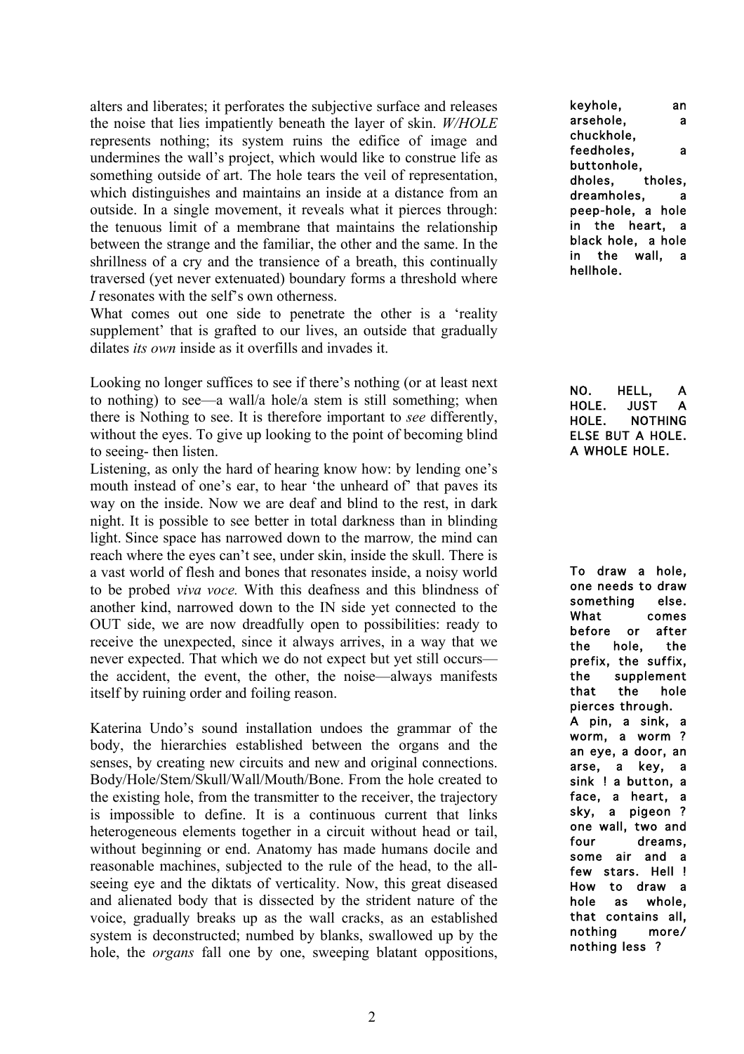alters and liberates; it perforates the subjective surface and releases the noise that lies impatiently beneath the layer of skin. *W/HOLE* represents nothing; its system ruins the edifice of image and undermines the wall's project, which would like to construe life as something outside of art. The hole tears the veil of representation, which distinguishes and maintains an inside at a distance from an outside. In a single movement, it reveals what it pierces through: the tenuous limit of a membrane that maintains the relationship between the strange and the familiar, the other and the same. In the shrillness of a cry and the transience of a breath, this continually traversed (yet never extenuated) boundary forms a threshold where *I* resonates with the self's own otherness.
What comes out one side to penetrate the other is a 'reality supplement' that is grafted to our lives, an outside that gradually dilates *its own* inside as it overfills and invades it.

keyhole, an arsehole, a chuckhole, feedholes, a buttonhole, dholes, tholes, dreamholes, a peep-hole, a hole in the heart, a black hole, a hole in the wall, a hellhole.

Looking no longer suffices to see if there's nothing (or at least next to nothing) to see—a wall/a hole/a stem is still something; when there is Nothing to see. It is therefore important to *see* differently, without the eyes. To give up looking to the point of becoming blind to seeing- then listen.
Listening, as only the hard of hearing know how: by lending one's mouth instead of one's ear, to hear 'the unheard of' that paves its way on the inside. Now we are deaf and blind to the rest, in dark night. It is possible to see better in total darkness than in blinding light. Since space has narrowed down to the marrow, the mind can reach where the eyes can't see, under skin, inside the skull. There is a vast world of flesh and bones that resonates inside, a noisy world to be probed *viva voce.* With this deafness and this blindness of another kind, narrowed down to the IN side yet connected to the OUT side, we are now dreadfully open to possibilities: ready to receive the unexpected, since it always arrives, in a way that we never expected. That which we do not expect but yet still occurs—the accident, the event, the other, the noise—always manifests itself by ruining order and foiling reason.

NO. HELL, A HOLE. JUST A HOLE. NOTHING ELSE BUT A HOLE. A WHOLE HOLE.

Katerina Undo's sound installation undoes the grammar of the body, the hierarchies established between the organs and the senses, by creating new circuits and new and original connections. Body/Hole/Stem/Skull/Wall/Mouth/Bone. From the hole created to the existing hole, from the transmitter to the receiver, the trajectory is impossible to define. It is a continuous current that links heterogeneous elements together in a circuit without head or tail, without beginning or end. Anatomy has made humans docile and reasonable machines, subjected to the rule of the head, to the all-seeing eye and the diktats of verticality. Now, this great diseased and alienated body that is dissected by the strident nature of the voice, gradually breaks up as the wall cracks, as an established system is deconstructed; numbed by blanks, swallowed up by the hole, the *organs* fall one by one, sweeping blatant oppositions,

To draw a hole, one needs to draw something else. What comes before or after the hole, the prefix, the suffix, the supplement that the hole pierces through.
A pin, a sink, a worm, a worm ? an eye, a door, an arse, a key, a sink ! a button, a face, a heart, a sky, a pigeon ? one wall, two and four dreams, some air and a few stars. Hell ! How to draw a hole as whole, that contains all, nothing more/ nothing less ?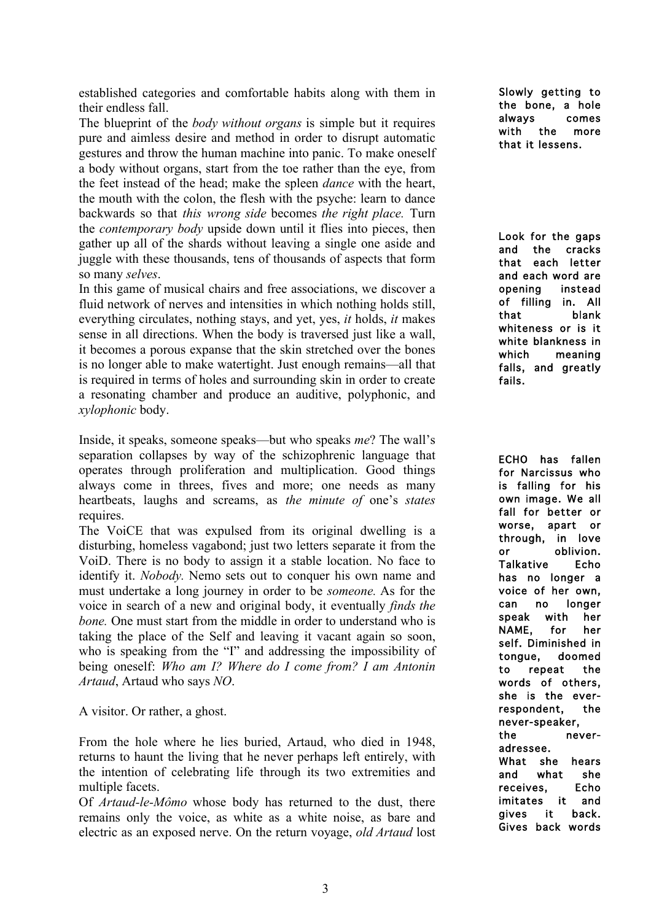established categories and comfortable habits along with them in their endless fall.

The blueprint of the *body without organs* is simple but it requires pure and aimless desire and method in order to disrupt automatic gestures and throw the human machine into panic. To make oneself a body without organs, start from the toe rather than the eye, from the feet instead of the head; make the spleen *dance* with the heart, the mouth with the colon, the flesh with the psyche: learn to dance backwards so that *this wrong side* becomes *the right place.* Turn the *contemporary body* upside down until it flies into pieces, then gather up all of the shards without leaving a single one aside and juggle with these thousands, tens of thousands of aspects that form so many *selves*.

In this game of musical chairs and free associations, we discover a fluid network of nerves and intensities in which nothing holds still, everything circulates, nothing stays, and yet, yes, *it* holds, *it* makes sense in all directions. When the body is traversed just like a wall, it becomes a porous expanse that the skin stretched over the bones is no longer able to make watertight. Just enough remains—all that is required in terms of holes and surrounding skin in order to create a resonating chamber and produce an auditive, polyphonic, and *xylophonic* body.

Inside, it speaks, someone speaks—but who speaks *me*? The wall's separation collapses by way of the schizophrenic language that operates through proliferation and multiplication. Good things always come in threes, fives and more; one needs as many heartbeats, laughs and screams, as *the minute of* one's *states* requires.

The VoiCE that was expulsed from its original dwelling is a disturbing, homeless vagabond; just two letters separate it from the VoiD. There is no body to assign it a stable location. No face to identify it. *Nobody.* Nemo sets out to conquer his own name and must undertake a long journey in order to be *someone.* As for the voice in search of a new and original body, it eventually *finds the bone.* One must start from the middle in order to understand who is taking the place of the Self and leaving it vacant again so soon, who is speaking from the "I" and addressing the impossibility of being oneself: *Who am I? Where do I come from? I am Antonin Artaud*, Artaud who says *NO*.

A visitor. Or rather, a ghost.

From the hole where he lies buried, Artaud, who died in 1948, returns to haunt the living that he never perhaps left entirely, with the intention of celebrating life through its two extremities and multiple facets.

Of *Artaud-le-Mômo* whose body has returned to the dust, there remains only the voice, as white as a white noise, as bare and electric as an exposed nerve. On the return voyage, *old Artaud* lost

**Slowly getting to the bone, a hole always comes with the more that it lessens.**

**Look for the gaps and the cracks that each letter and each word are opening instead of filling in. All that blank whiteness or is it white blankness in which meaning falls, and greatly fails.**

**ECHO has fallen for Narcissus who is falling for his own image. We all fall for better or worse, apart or through, in love or oblivion. Talkative Echo has no longer a voice of her own, can no longer speak with her NAME, for her self. Diminished in tongue, doomed to repeat the words of others, she is the ever-respondent, the never-speaker, the never-adressee. What she hears and what she receives, Echo imitates it and gives it back. Gives back words**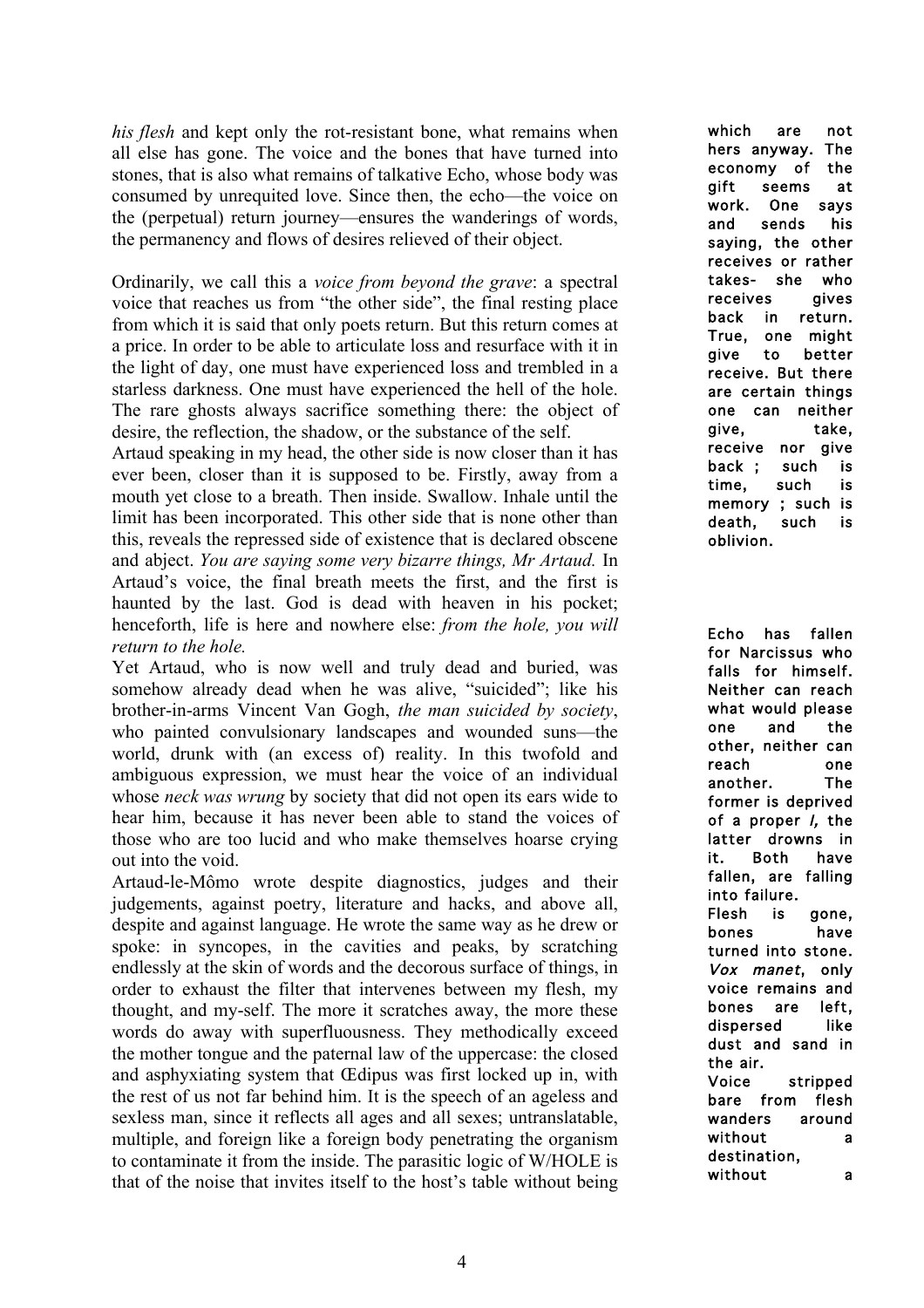*his flesh* and kept only the rot-resistant bone, what remains when all else has gone. The voice and the bones that have turned into stones, that is also what remains of talkative Echo, whose body was consumed by unrequited love. Since then, the echo—the voice on the (perpetual) return journey—ensures the wanderings of words, the permanency and flows of desires relieved of their object.

Ordinarily, we call this a *voice from beyond the grave*: a spectral voice that reaches us from "the other side", the final resting place from which it is said that only poets return. But this return comes at a price. In order to be able to articulate loss and resurface with it in the light of day, one must have experienced loss and trembled in a starless darkness. One must have experienced the hell of the hole. The rare ghosts always sacrifice something there: the object of desire, the reflection, the shadow, or the substance of the self.

Artaud speaking in my head, the other side is now closer than it has ever been, closer than it is supposed to be. Firstly, away from a mouth yet close to a breath. Then inside. Swallow. Inhale until the limit has been incorporated. This other side that is none other than this, reveals the repressed side of existence that is declared obscene and abject. *You are saying some very bizarre things, Mr Artaud.* In Artaud's voice, the final breath meets the first, and the first is haunted by the last. God is dead with heaven in his pocket; henceforth, life is here and nowhere else: *from the hole, you will return to the hole.*

Yet Artaud, who is now well and truly dead and buried, was somehow already dead when he was alive, "suicided"; like his brother-in-arms Vincent Van Gogh, *the man suicided by society*, who painted convulsionary landscapes and wounded suns—the world, drunk with (an excess of) reality. In this twofold and ambiguous expression, we must hear the voice of an individual whose *neck was wrung* by society that did not open its ears wide to hear him, because it has never been able to stand the voices of those who are too lucid and who make themselves hoarse crying out into the void.

Artaud-le-Mômo wrote despite diagnostics, judges and their judgements, against poetry, literature and hacks, and above all, despite and against language. He wrote the same way as he drew or spoke: in syncopes, in the cavities and peaks, by scratching endlessly at the skin of words and the decorous surface of things, in order to exhaust the filter that intervenes between my flesh, my thought, and my-self. The more it scratches away, the more these words do away with superfluousness. They methodically exceed the mother tongue and the paternal law of the uppercase: the closed and asphyxiating system that Œdipus was first locked up in, with the rest of us not far behind him. It is the speech of an ageless and sexless man, since it reflects all ages and all sexes; untranslatable, multiple, and foreign like a foreign body penetrating the organism to contaminate it from the inside. The parasitic logic of W/HOLE is that of the noise that invites itself to the host's table without being

which are not hers anyway. The economy of the gift seems at work. One says and sends his saying, the other receives or rather takes- she who receives gives back in return. True, one might give to better receive. But there are certain things one can neither give, take, receive nor give back ; such is time, such is memory ; such is death, such is oblivion.

Echo has fallen for Narcissus who falls for himself. Neither can reach what would please one and the other, neither can reach one another. The former is deprived of a proper *I*, the latter drowns in it. Both have fallen, are falling into failure.
Flesh is gone, bones have turned into stone. *Vox manet*, only voice remains and bones are left, dispersed like dust and sand in the air.
Voice stripped bare from flesh wanders around without a destination, without a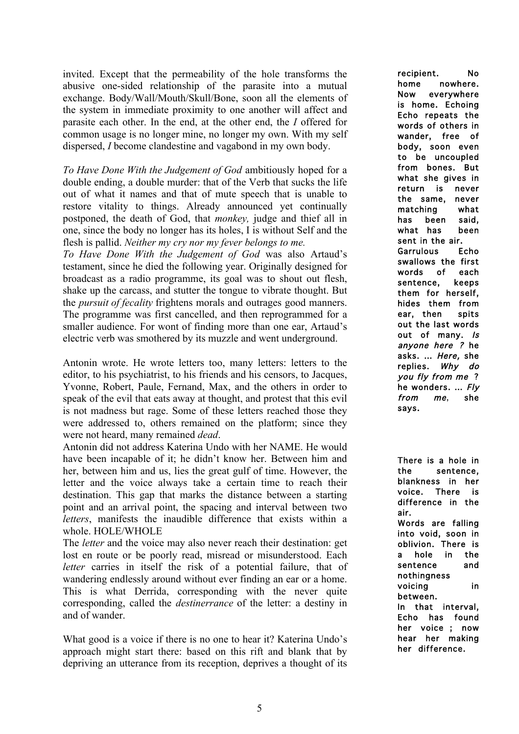invited. Except that the permeability of the hole transforms the abusive one-sided relationship of the parasite into a mutual exchange. Body/Wall/Mouth/Skull/Bone, soon all the elements of the system in immediate proximity to one another will affect and parasite each other. In the end, at the other end, the *I* offered for common usage is no longer mine, no longer my own. With my self dispersed, *I* become clandestine and vagabond in my own body.

*To Have Done With the Judgement of God* ambitiously hoped for a double ending, a double murder: that of the Verb that sucks the life out of what it names and that of mute speech that is unable to restore vitality to things. Already announced yet continually postponed, the death of God, that *monkey,* judge and thief all in one, since the body no longer has its holes, I is without Self and the flesh is pallid. *Neither my cry nor my fever belongs to me.*

*To Have Done With the Judgement of God* was also Artaud's testament, since he died the following year. Originally designed for broadcast as a radio programme, its goal was to shout out flesh, shake up the carcass, and stutter the tongue to vibrate thought. But the *pursuit of fecality* frightens morals and outrages good manners. The programme was first cancelled, and then reprogrammed for a smaller audience. For wont of finding more than one ear, Artaud's electric verb was smothered by its muzzle and went underground.

Antonin wrote. He wrote letters too, many letters: letters to the editor, to his psychiatrist, to his friends and his censors, to Jacques, Yvonne, Robert, Paule, Fernand, Max, and the others in order to speak of the evil that eats away at thought, and protest that this evil is not madness but rage. Some of these letters reached those they were addressed to, others remained on the platform; since they were not heard, many remained *dead*.

Antonin did not address Katerina Undo with her NAME. He would have been incapable of it; he didn't know her. Between him and her, between him and us, lies the great gulf of time. However, the letter and the voice always take a certain time to reach their destination. This gap that marks the distance between a starting point and an arrival point, the spacing and interval between two *letters*, manifests the inaudible difference that exists within a whole. HOLE/WHOLE

The *letter* and the voice may also never reach their destination: get lost en route or be poorly read, misread or misunderstood. Each *letter* carries in itself the risk of a potential failure, that of wandering endlessly around without ever finding an ear or a home. This is what Derrida, corresponding with the never quite corresponding, called the *destinerrance* of the letter: a destiny in and of wander.

What good is a voice if there is no one to hear it? Katerina Undo's approach might start there: based on this rift and blank that by depriving an utterance from its reception, deprives a thought of its

recipient. No home nowhere. Now everywhere is home. Echoing Echo repeats the words of others in wander, free of body, soon even to be uncoupled from bones. But what she gives in return is never the same, never matching what has been said, what has been sent in the air.

Garrulous Echo swallows the first words of each sentence, keeps them for herself, hides them from ear, then spits out the last words out of many. *Is anyone here ?* he asks. … *Here,* she replies. *Why do you fly from me ?* he wonders. … *Fly from me*, she says.

There is a hole in the sentence, blankness in her voice. There is difference in the air.

Words are falling into void, soon in oblivion. There is a hole in the sentence and nothingness voicing in between.

In that interval, Echo has found her voice ; now hear her making her difference.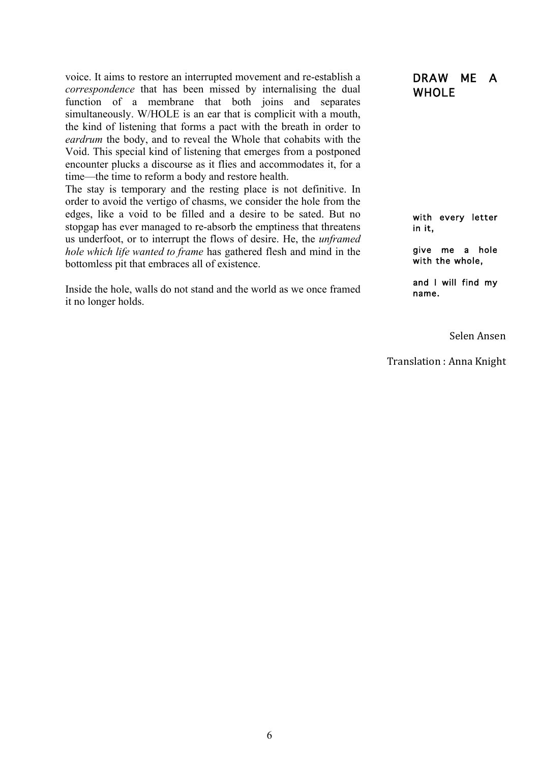voice. It aims to restore an interrupted movement and re-establish a *correspondence* that has been missed by internalising the dual function of a membrane that both joins and separates simultaneously. W/HOLE is an ear that is complicit with a mouth, the kind of listening that forms a pact with the breath in order to *eardrum* the body, and to reveal the Whole that cohabits with the Void. This special kind of listening that emerges from a postponed encounter plucks a discourse as it flies and accommodates it, for a time—the time to reform a body and restore health.

The stay is temporary and the resting place is not definitive. In order to avoid the vertigo of chasms, we consider the hole from the edges, like a void to be filled and a desire to be sated. But no stopgap has ever managed to re-absorb the emptiness that threatens us underfoot, or to interrupt the flows of desire. He, the *unframed hole which life wanted to frame* has gathered flesh and mind in the bottomless pit that embraces all of existence.

Inside the hole, walls do not stand and the world as we once framed it no longer holds.

## DRAW ME A WHOLE

with every letter in it,

give me a hole with the whole,

and I will find my name.

Selen Ansen

Translation : Anna Knight